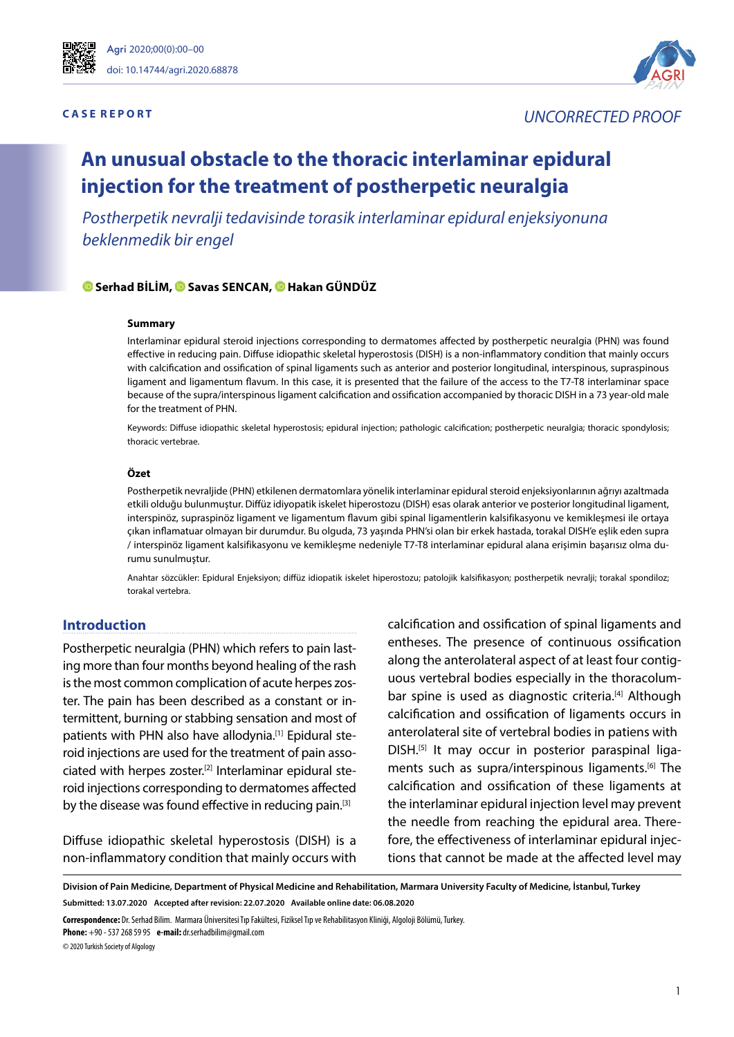CASE REPORT

UNCORRECTED PROOF

# An unusual obstacle to the thoracic interlaminar epidural injection for the treatment of postherpetic neuralgia

*Postherpetik nevralji tedavisinde torasik interlaminar epidural enjeksiyonuna beklenmedik bir engel*

**Serhad BİLİM, Savas SENCAN, Hakan GÜNDÜZ**

### Summary

Interlaminar epidural steroid injections corresponding to dermatomes affected by postherpetic neuralgia (PHN) was found effective in reducing pain. Diffuse idiopathic skeletal hyperostosis (DISH) is a non-inflammatory condition that mainly occurs with calcification and ossification of spinal ligaments such as anterior and posterior longitudinal, interspinous, supraspinous ligament and ligamentum flavum. In this case, it is presented that the failure of the access to the T7-T8 interlaminar space because of the supra/interspinous ligament calcification and ossification accompanied by thoracic DISH in a 73 year-old male for the treatment of PHN.

Keywords: Diffuse idiopathic skeletal hyperostosis; epidural injection; pathologic calcification; postherpetic neuralgia; thoracic spondylosis; thoracic vertebrae.

### Özet

Postherpetik nevraljide (PHN) etkilenen dermatomlara yönelik interlaminar epidural steroid enjeksiyonlarının ağrıyı azaltmada etkili olduğu bulunmuştur. Diffüz idiyopatik iskelet hiperostozu (DISH) esas olarak anterior ve posterior longitudinal ligament, interspinöz, supraspinöz ligament ve ligamentum flavum gibi spinal ligamentlerin kalsifikasyonu ve kemikleşmesi ile ortaya çıkan inflamatuar olmayan bir durumdur. Bu olguda, 73 yaşında PHN'si olan bir erkek hastada, torakal DISH'e eşlik eden supra / interspinöz ligament kalsifikasyonu ve kemikleşme nedeniyle T7-T8 interlaminar epidural alana erişimin başarısız olma durumu sunulmuştur.

Anahtar sözcükler: Epidural Enjeksiyon; diffüz idiopatik iskelet hiperostozu; patolojik kalsifikasyon; postherpetik nevralji; torakal spondiloz; torakal vertebra.

## Introduction

Postherpetic neuralgia (PHN) which refers to pain lasting more than four months beyond healing of the rash is the most common complication of acute herpes zoster. The pain has been described as a constant or intermittent, burning or stabbing sensation and most of patients with PHN also have allodynia.[1] Epidural steroid injections are used for the treatment of pain associated with herpes zoster.[2] Interlaminar epidural steroid injections corresponding to dermatomes affected by the disease was found effective in reducing pain.[3]

Diffuse idiopathic skeletal hyperostosis (DISH) is a non-inflammatory condition that mainly occurs with calcification and ossification of spinal ligaments and entheses. The presence of continuous ossification along the anterolateral aspect of at least four contiguous vertebral bodies especially in the thoracolumbar spine is used as diagnostic criteria.[4] Although calcification and ossification of ligaments occurs in anterolateral site of vertebral bodies in patiens with DISH.[5] It may occur in posterior paraspinal ligaments such as supra/interspinous ligaments.[6] The calcification and ossification of these ligaments at the interlaminar epidural injection level may prevent the needle from reaching the epidural area. Therefore, the effectiveness of interlaminar epidural injections that cannot be made at the affected level may

**Division of Pain Medicine, Department of Physical Medicine and Rehabilitation, Marmara University Faculty of Medicine, İstanbul, Turkey**

**Submitted:** 13.07.2020 **Accepted after revision:** 22.07.2020 **Available online date:** 06.08.2020

**Correspondence:** Dr. Serhad Bilim. Marmara Üniversitesi Tıp Fakültesi, Fiziksel Tıp ve Rehabilitasyon Kliniği, Algoloji Bölümü, Turkey.
**Phone:** +90 - 537 268 59 95 **e-mail:** dr.serhadbilim@gmail.com

© 2020 Turkish Society of Algology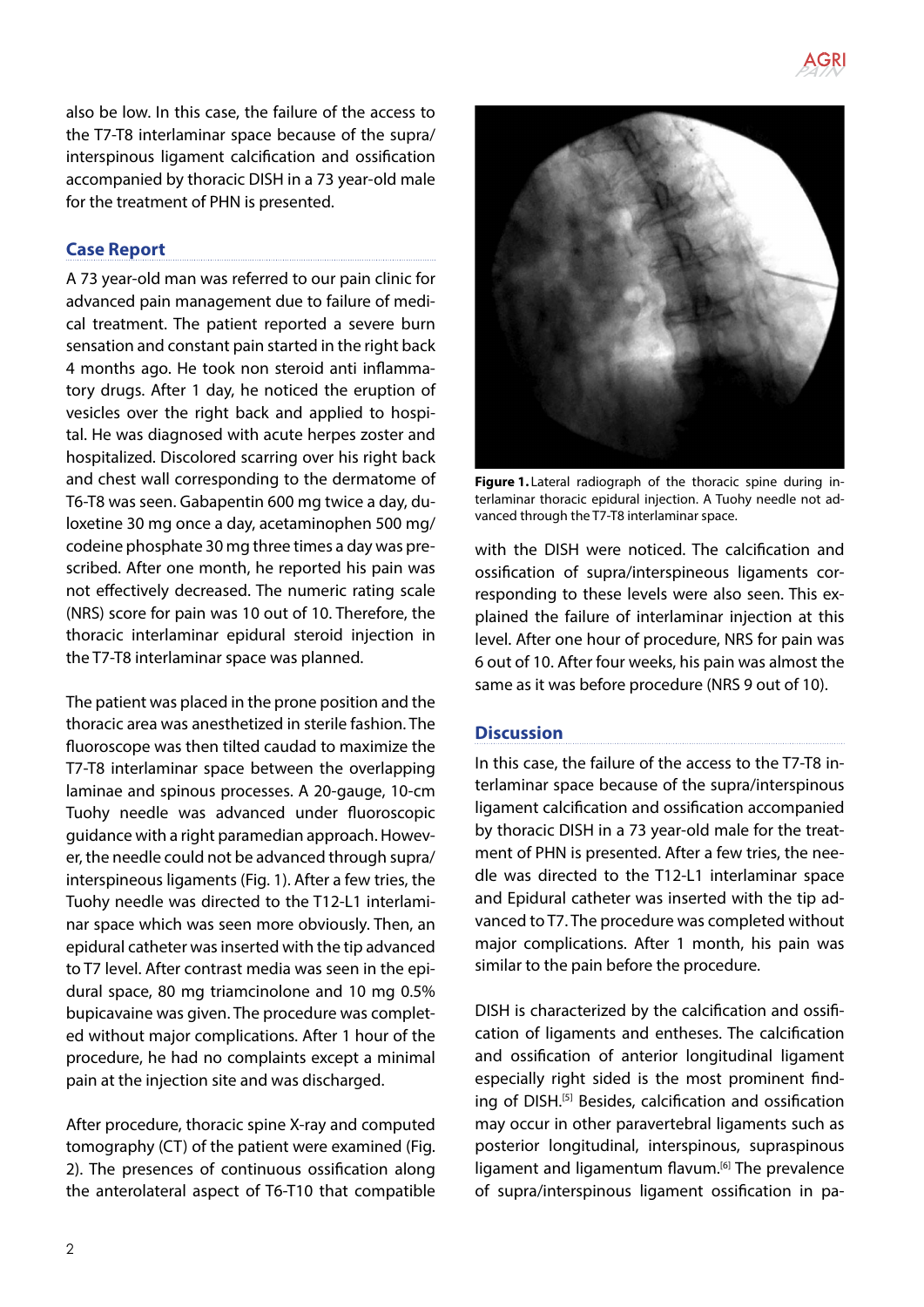also be low. In this case, the failure of the access to the T7-T8 interlaminar space because of the supra/interspinous ligament calcification and ossification accompanied by thoracic DISH in a 73 year-old male for the treatment of PHN is presented.

## Case Report

A 73 year-old man was referred to our pain clinic for advanced pain management due to failure of medical treatment. The patient reported a severe burn sensation and constant pain started in the right back 4 months ago. He took non steroid anti inflammatory drugs. After 1 day, he noticed the eruption of vesicles over the right back and applied to hospital. He was diagnosed with acute herpes zoster and hospitalized. Discolored scarring over his right back and chest wall corresponding to the dermatome of T6-T8 was seen. Gabapentin 600 mg twice a day, duloxetine 30 mg once a day, acetaminophen 500 mg/codeine phosphate 30 mg three times a day was prescribed. After one month, he reported his pain was not effectively decreased. The numeric rating scale (NRS) score for pain was 10 out of 10. Therefore, the thoracic interlaminar epidural steroid injection in the T7-T8 interlaminar space was planned.

The patient was placed in the prone position and the thoracic area was anesthetized in sterile fashion. The fluoroscope was then tilted caudad to maximize the T7-T8 interlaminar space between the overlapping laminae and spinous processes. A 20-gauge, 10-cm Tuohy needle was advanced under fluoroscopic guidance with a right paramedian approach. However, the needle could not be advanced through supra/interspineous ligaments (Fig. 1). After a few tries, the Tuohy needle was directed to the T12-L1 interlaminar space which was seen more obviously. Then, an epidural catheter was inserted with the tip advanced to T7 level. After contrast media was seen in the epidural space, 80 mg triamcinolone and 10 mg 0.5% bupicavaine was given. The procedure was completed without major complications. After 1 hour of the procedure, he had no complaints except a minimal pain at the injection site and was discharged.

After procedure, thoracic spine X-ray and computed tomography (CT) of the patient were examined (Fig. 2). The presences of continuous ossification along the anterolateral aspect of T6-T10 that compatible with the DISH were noticed. The calcification and ossification of supra/interspineous ligaments corresponding to these levels were also seen. This explained the failure of interlaminar injection at this level. After one hour of procedure, NRS for pain was 6 out of 10. After four weeks, his pain was almost the same as it was before procedure (NRS 9 out of 10).

**Figure 1.** Lateral radiograph of the thoracic spine during interlaminar thoracic epidural injection. A Tuohy needle not advanced through the T7-T8 interlaminar space.

## Discussion

In this case, the failure of the access to the T7-T8 interlaminar space because of the supra/interspinous ligament calcification and ossification accompanied by thoracic DISH in a 73 year-old male for the treatment of PHN is presented. After a few tries, the needle was directed to the T12-L1 interlaminar space and Epidural catheter was inserted with the tip advanced to T7. The procedure was completed without major complications. After 1 month, his pain was similar to the pain before the procedure.

DISH is characterized by the calcification and ossification of ligaments and entheses. The calcification and ossification of anterior longitudinal ligament especially right sided is the most prominent finding of DISH.[5] Besides, calcification and ossification may occur in other paravertebral ligaments such as posterior longitudinal, interspinous, supraspinous ligament and ligamentum flavum.[6] The prevalence of supra/interspinous ligament ossification in pa-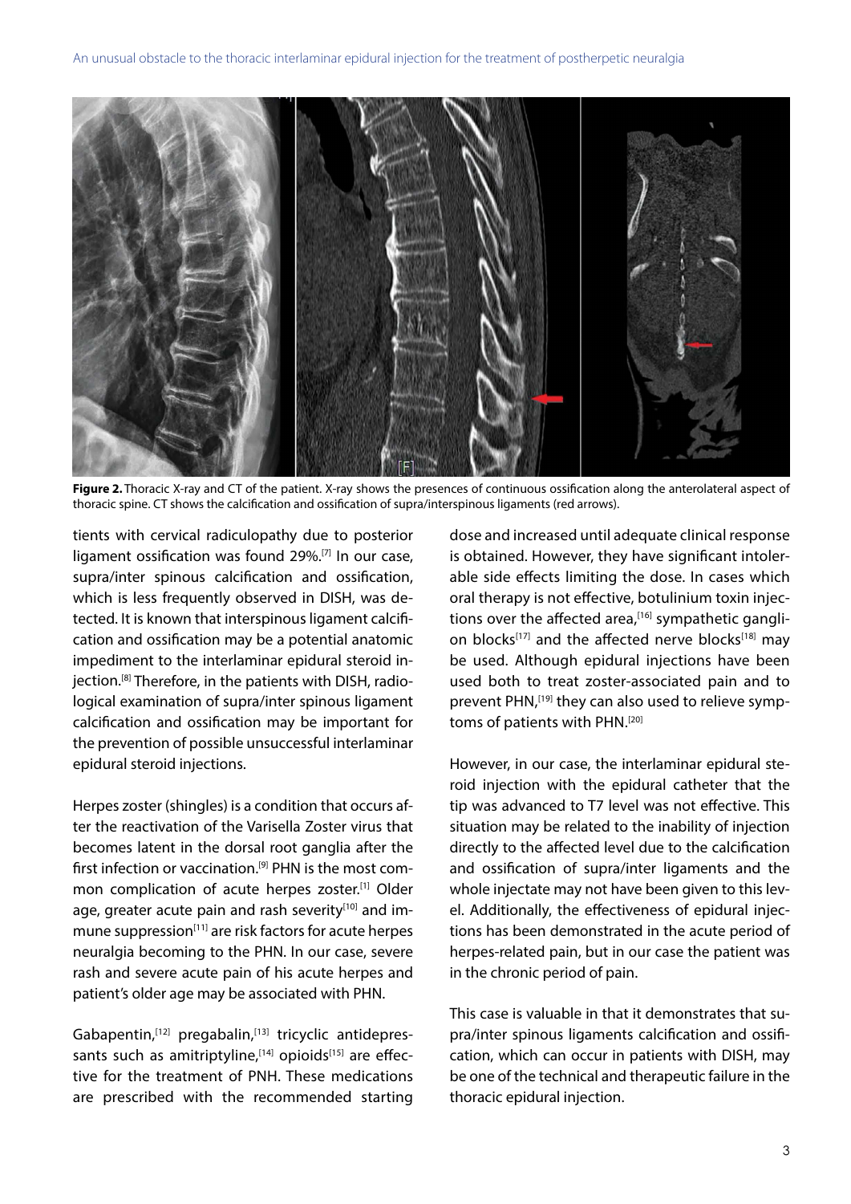**Figure 2.** Thoracic X-ray and CT of the patient. X-ray shows the presences of continuous ossification along the anterolateral aspect of thoracic spine. CT shows the calcification and ossification of supra/interspinous ligaments (red arrows).

tients with cervical radiculopathy due to posterior ligament ossification was found 29%.[7] In our case, supra/inter spinous calcification and ossification, which is less frequently observed in DISH, was detected. It is known that interspinous ligament calcification and ossification may be a potential anatomic impediment to the interlaminar epidural steroid injection.[8] Therefore, in the patients with DISH, radiological examination of supra/inter spinous ligament calcification and ossification may be important for the prevention of possible unsuccessful interlaminar epidural steroid injections.

Herpes zoster (shingles) is a condition that occurs after the reactivation of the Varisella Zoster virus that becomes latent in the dorsal root ganglia after the first infection or vaccination.[9] PHN is the most common complication of acute herpes zoster.[1] Older age, greater acute pain and rash severity[10] and immune suppression[11] are risk factors for acute herpes neuralgia becoming to the PHN. In our case, severe rash and severe acute pain of his acute herpes and patient's older age may be associated with PHN.

Gabapentin,[12] pregabalin,[13] tricyclic antidepressants such as amitriptyline,[14] opioids[15] are effective for the treatment of PNH. These medications are prescribed with the recommended starting dose and increased until adequate clinical response is obtained. However, they have significant intolerable side effects limiting the dose. In cases which oral therapy is not effective, botulinium toxin injections over the affected area,[16] sympathetic ganglion blocks[17] and the affected nerve blocks[18] may be used. Although epidural injections have been used both to treat zoster-associated pain and to prevent PHN,[19] they can also used to relieve symptoms of patients with PHN.[20]

However, in our case, the interlaminar epidural steroid injection with the epidural catheter that the tip was advanced to T7 level was not effective. This situation may be related to the inability of injection directly to the affected level due to the calcification and ossification of supra/inter ligaments and the whole injectate may not have been given to this level. Additionally, the effectiveness of epidural injections has been demonstrated in the acute period of herpes-related pain, but in our case the patient was in the chronic period of pain.

This case is valuable in that it demonstrates that supra/inter spinous ligaments calcification and ossification, which can occur in patients with DISH, may be one of the technical and therapeutic failure in the thoracic epidural injection.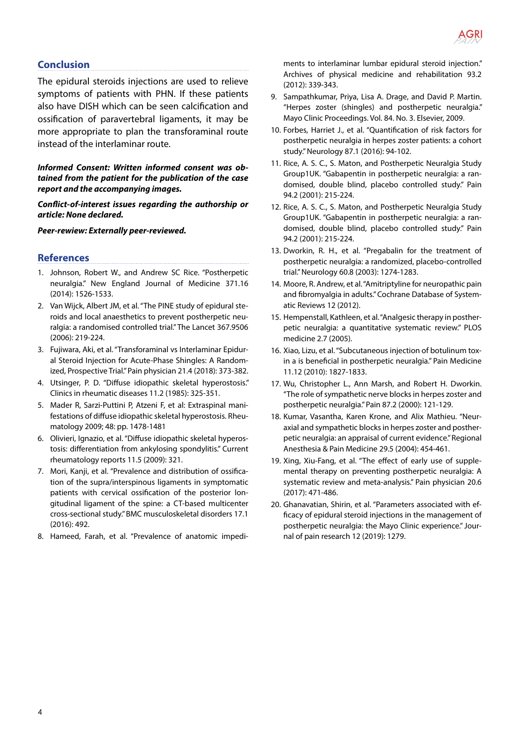## Conclusion

The epidural steroids injections are used to relieve symptoms of patients with PHN. If these patients also have DISH which can be seen calcification and ossification of paravertebral ligaments, it may be more appropriate to plan the transforaminal route instead of the interlaminar route.

***Informed Consent: Written informed consent was obtained from the patient for the publication of the case report and the accompanying images.***

***Conflict-of-interest issues regarding the authorship or article: None declared.***

***Peer-rewiew: Externally peer-reviewed.***

## References

1. Johnson, Robert W., and Andrew SC Rice. "Postherpetic neuralgia." New England Journal of Medicine 371.16 (2014): 1526-1533.
2. Van Wijck, Albert JM, et al. "The PINE study of epidural steroids and local anaesthetics to prevent postherpetic neuralgia: a randomised controlled trial." The Lancet 367.9506 (2006): 219-224.
3. Fujiwara, Aki, et al. "Transforaminal vs Interlaminar Epidural Steroid Injection for Acute-Phase Shingles: A Randomized, Prospective Trial." Pain physician 21.4 (2018): 373-382.
4. Utsinger, P. D. "Diffuse idiopathic skeletal hyperostosis." Clinics in rheumatic diseases 11.2 (1985): 325-351.
5. Mader R, Sarzi-Puttini P, Atzeni F, et al: Extraspinal manifestations of diffuse idiopathic skeletal hyperostosis. Rheumatology 2009; 48: pp. 1478-1481
6. Olivieri, Ignazio, et al. "Diffuse idiopathic skeletal hyperostosis: differentiation from ankylosing spondylitis." Current rheumatology reports 11.5 (2009): 321.
7. Mori, Kanji, et al. "Prevalence and distribution of ossification of the supra/interspinous ligaments in symptomatic patients with cervical ossification of the posterior longitudinal ligament of the spine: a CT-based multicenter cross-sectional study." BMC musculoskeletal disorders 17.1 (2016): 492.
8. Hameed, Farah, et al. "Prevalence of anatomic impediments to interlaminar lumbar epidural steroid injection." Archives of physical medicine and rehabilitation 93.2 (2012): 339-343.
9. Sampathkumar, Priya, Lisa A. Drage, and David P. Martin. "Herpes zoster (shingles) and postherpetic neuralgia." Mayo Clinic Proceedings. Vol. 84. No. 3. Elsevier, 2009.
10. Forbes, Harriet J., et al. "Quantification of risk factors for postherpetic neuralgia in herpes zoster patients: a cohort study." Neurology 87.1 (2016): 94-102.
11. Rice, A. S. C., S. Maton, and Postherpetic Neuralgia Study Group1UK. "Gabapentin in postherpetic neuralgia: a randomised, double blind, placebo controlled study." Pain 94.2 (2001): 215-224.
12. Rice, A. S. C., S. Maton, and Postherpetic Neuralgia Study Group1UK. "Gabapentin in postherpetic neuralgia: a randomised, double blind, placebo controlled study." Pain 94.2 (2001): 215-224.
13. Dworkin, R. H., et al. "Pregabalin for the treatment of postherpetic neuralgia: a randomized, placebo-controlled trial." Neurology 60.8 (2003): 1274-1283.
14. Moore, R. Andrew, et al. "Amitriptyline for neuropathic pain and fibromyalgia in adults." Cochrane Database of Systematic Reviews 12 (2012).
15. Hempenstall, Kathleen, et al. "Analgesic therapy in postherpetic neuralgia: a quantitative systematic review." PLOS medicine 2.7 (2005).
16. Xiao, Lizu, et al. "Subcutaneous injection of botulinum toxin a is beneficial in postherpetic neuralgia." Pain Medicine 11.12 (2010): 1827-1833.
17. Wu, Christopher L., Ann Marsh, and Robert H. Dworkin. "The role of sympathetic nerve blocks in herpes zoster and postherpetic neuralgia." Pain 87.2 (2000): 121-129.
18. Kumar, Vasantha, Karen Krone, and Alix Mathieu. "Neuraxial and sympathetic blocks in herpes zoster and postherpetic neuralgia: an appraisal of current evidence." Regional Anesthesia & Pain Medicine 29.5 (2004): 454-461.
19. Xing, Xiu-Fang, et al. "The effect of early use of supplemental therapy on preventing postherpetic neuralgia: A systematic review and meta-analysis." Pain physician 20.6 (2017): 471-486.
20. Ghanavatian, Shirin, et al. "Parameters associated with efficacy of epidural steroid injections in the management of postherpetic neuralgia: the Mayo Clinic experience." Journal of pain research 12 (2019): 1279.